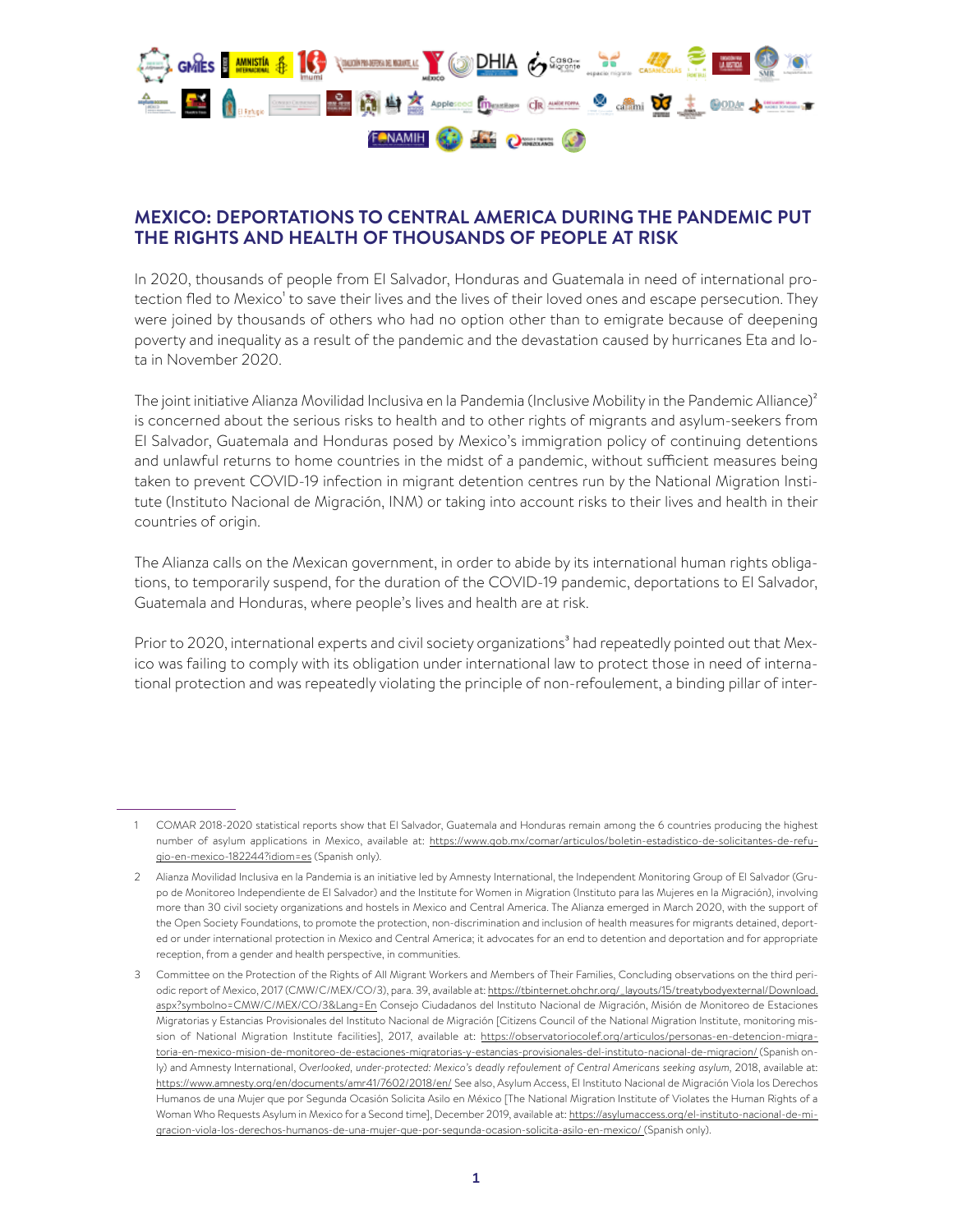## MEXICO: DEPORTATIONS TO CENTRAL AMERICA DURING THE PANDEMIC PUT THE RIGHTS AND HEALTH OF THOUSANDS OF PEOPLE AT RISK

In 2020, thousands of people from El Salvador, Honduras and Guatemala in need of international protection fled to Mexico[1] to save their lives and the lives of their loved ones and escape persecution. They were joined by thousands of others who had no option other than to emigrate because of deepening poverty and inequality as a result of the pandemic and the devastation caused by hurricanes Eta and Iota in November 2020.

The joint initiative Alianza Movilidad Inclusiva en la Pandemia (Inclusive Mobility in the Pandemic Alliance)[2] is concerned about the serious risks to health and to other rights of migrants and asylum-seekers from El Salvador, Guatemala and Honduras posed by Mexico's immigration policy of continuing detentions and unlawful returns to home countries in the midst of a pandemic, without sufficient measures being taken to prevent COVID-19 infection in migrant detention centres run by the National Migration Institute (Instituto Nacional de Migración, INM) or taking into account risks to their lives and health in their countries of origin.

The Alianza calls on the Mexican government, in order to abide by its international human rights obligations, to temporarily suspend, for the duration of the COVID-19 pandemic, deportations to El Salvador, Guatemala and Honduras, where people's lives and health are at risk.

Prior to 2020, international experts and civil society organizations[3] had repeatedly pointed out that Mexico was failing to comply with its obligation under international law to protect those in need of international protection and was repeatedly violating the principle of non-refoulement, a binding pillar of inter-

---

1 COMAR 2018-2020 statistical reports show that El Salvador, Guatemala and Honduras remain among the 6 countries producing the highest number of asylum applications in Mexico, available at: https://www.gob.mx/comar/articulos/boletin-estadistico-de-solicitantes-de-refugio-en-mexico-182244?idiom=es (Spanish only).

2 Alianza Movilidad Inclusiva en la Pandemia is an initiative led by Amnesty International, the Independent Monitoring Group of El Salvador (Grupo de Monitoreo Independiente de El Salvador) and the Institute for Women in Migration (Instituto para las Mujeres en la Migración), involving more than 30 civil society organizations and hostels in Mexico and Central America. The Alianza emerged in March 2020, with the support of the Open Society Foundations, to promote the protection, non-discrimination and inclusion of health measures for migrants detained, deported or under international protection in Mexico and Central America; it advocates for an end to detention and deportation and for appropriate reception, from a gender and health perspective, in communities.

3 Committee on the Protection of the Rights of All Migrant Workers and Members of Their Families, Concluding observations on the third periodic report of Mexico, 2017 (CMW/C/MEX/CO/3), para. 39, available at: https://tbinternet.ohchr.org/_layouts/15/treatybodyexternal/Download.aspx?symbolno=CMW/C/MEX/CO/3&Lang=En Consejo Ciudadanos del Instituto Nacional de Migración, Misión de Monitoreo de Estaciones Migratorias y Estancias Provisionales del Instituto Nacional de Migración [Citizens Council of the National Migration Institute, monitoring mission of National Migration Institute facilities], 2017, available at: https://observatoriocolef.org/articulos/personas-en-detencion-migratoria-en-mexico-mision-de-monitoreo-de-estaciones-migratorias-y-estancias-provisionales-del-instituto-nacional-de-migracion/ (Spanish only) and Amnesty International, *Overlooked, under-protected: Mexico's deadly refoulement of Central Americans seeking asylum*, 2018, available at: https://www.amnesty.org/en/documents/amr41/7602/2018/en/ See also, Asylum Access, El Instituto Nacional de Migración Viola los Derechos Humanos de una Mujer que por Segunda Ocasión Solicita Asilo en México [The National Migration Institute of Violates the Human Rights of a Woman Who Requests Asylum in Mexico for a Second time], December 2019, available at: https://asylumaccess.org/el-instituto-nacional-de-migracion-viola-los-derechos-humanos-de-una-mujer-que-por-segunda-ocasion-solicita-asilo-en-mexico/ (Spanish only).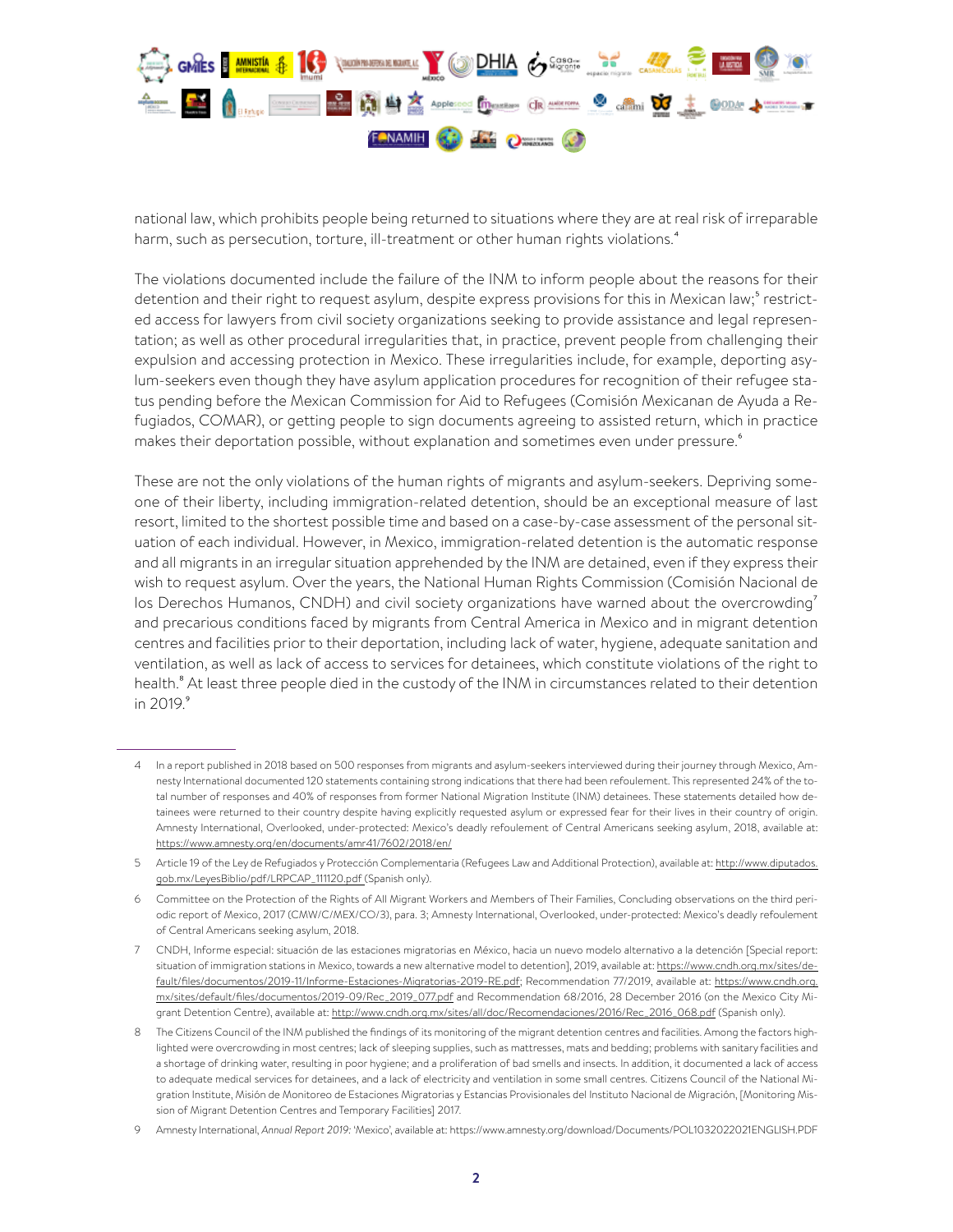national law, which prohibits people being returned to situations where they are at real risk of irreparable harm, such as persecution, torture, ill-treatment or other human rights violations.[4]

The violations documented include the failure of the INM to inform people about the reasons for their detention and their right to request asylum, despite express provisions for this in Mexican law;[5] restricted access for lawyers from civil society organizations seeking to provide assistance and legal representation; as well as other procedural irregularities that, in practice, prevent people from challenging their expulsion and accessing protection in Mexico. These irregularities include, for example, deporting asylum-seekers even though they have asylum application procedures for recognition of their refugee status pending before the Mexican Commission for Aid to Refugees (Comisión Mexicanan de Ayuda a Refugiados, COMAR), or getting people to sign documents agreeing to assisted return, which in practice makes their deportation possible, without explanation and sometimes even under pressure.[6]

These are not the only violations of the human rights of migrants and asylum-seekers. Depriving someone of their liberty, including immigration-related detention, should be an exceptional measure of last resort, limited to the shortest possible time and based on a case-by-case assessment of the personal situation of each individual. However, in Mexico, immigration-related detention is the automatic response and all migrants in an irregular situation apprehended by the INM are detained, even if they express their wish to request asylum. Over the years, the National Human Rights Commission (Comisión Nacional de los Derechos Humanos, CNDH) and civil society organizations have warned about the overcrowding[7] and precarious conditions faced by migrants from Central America in Mexico and in migrant detention centres and facilities prior to their deportation, including lack of water, hygiene, adequate sanitation and ventilation, as well as lack of access to services for detainees, which constitute violations of the right to health.[8] At least three people died in the custody of the INM in circumstances related to their detention in 2019.[9]

---

4 In a report published in 2018 based on 500 responses from migrants and asylum-seekers interviewed during their journey through Mexico, Amnesty International documented 120 statements containing strong indications that there had been refoulement. This represented 24% of the total number of responses and 40% of responses from former National Migration Institute (INM) detainees. These statements detailed how detainees were returned to their country despite having explicitly requested asylum or expressed fear for their lives in their country of origin. Amnesty International, Overlooked, under-protected: Mexico's deadly refoulement of Central Americans seeking asylum, 2018, available at: https://www.amnesty.org/en/documents/amr41/7602/2018/en/

5 Article 19 of the Ley de Refugiados y Protección Complementaria (Refugees Law and Additional Protection), available at: http://www.diputados.gob.mx/LeyesBiblio/pdf/LRPCAP_111120.pdf (Spanish only).

6 Committee on the Protection of the Rights of All Migrant Workers and Members of Their Families, Concluding observations on the third periodic report of Mexico, 2017 (CMW/C/MEX/CO/3), para. 3; Amnesty International, Overlooked, under-protected: Mexico's deadly refoulement of Central Americans seeking asylum, 2018.

7 CNDH, Informe especial: situación de las estaciones migratorias en México, hacia un nuevo modelo alternativo a la detención [Special report: situation of immigration stations in Mexico, towards a new alternative model to detention], 2019, available at: https://www.cndh.org.mx/sites/default/files/documentos/2019-11/Informe-Estaciones-Migratorias-2019-RE.pdf; Recommendation 77/2019, available at: https://www.cndh.org.mx/sites/default/files/documentos/2019-09/Rec_2019_077.pdf and Recommendation 68/2016, 28 December 2016 (on the Mexico City Migrant Detention Centre), available at: http://www.cndh.org.mx/sites/all/doc/Recomendaciones/2016/Rec_2016_068.pdf (Spanish only).

8 The Citizens Council of the INM published the findings of its monitoring of the migrant detention centres and facilities. Among the factors highlighted were overcrowding in most centres; lack of sleeping supplies, such as mattresses, mats and bedding; problems with sanitary facilities and a shortage of drinking water, resulting in poor hygiene; and a proliferation of bad smells and insects. In addition, it documented a lack of access to adequate medical services for detainees, and a lack of electricity and ventilation in some small centres. Citizens Council of the National Migration Institute, Misión de Monitoreo de Estaciones Migratorias y Estancias Provisionales del Instituto Nacional de Migración, [Monitoring Mission of Migrant Detention Centres and Temporary Facilities] 2017.

9 Amnesty International, *Annual Report 2019:* 'Mexico', available at: https://www.amnesty.org/download/Documents/POL1032022021ENGLISH.PDF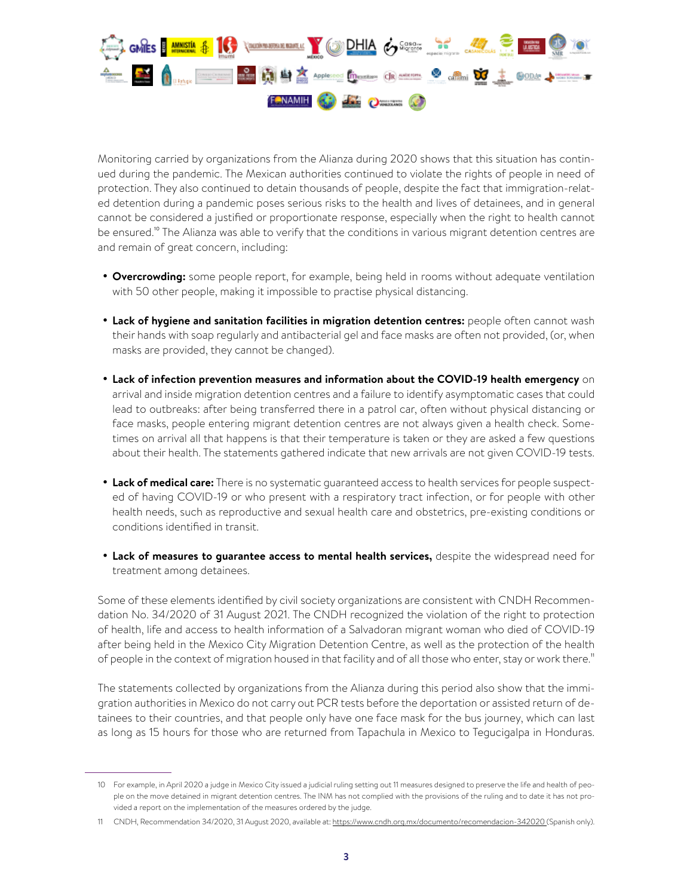Monitoring carried by organizations from the Alianza during 2020 shows that this situation has continued during the pandemic. The Mexican authorities continued to violate the rights of people in need of protection. They also continued to detain thousands of people, despite the fact that immigration-related detention during a pandemic poses serious risks to the health and lives of detainees, and in general cannot be considered a justified or proportionate response, especially when the right to health cannot be ensured.[10] The Alianza was able to verify that the conditions in various migrant detention centres are and remain of great concern, including:

- **Overcrowding:** some people report, for example, being held in rooms without adequate ventilation with 50 other people, making it impossible to practise physical distancing.
- **Lack of hygiene and sanitation facilities in migration detention centres:** people often cannot wash their hands with soap regularly and antibacterial gel and face masks are often not provided, (or, when masks are provided, they cannot be changed).
- **Lack of infection prevention measures and information about the COVID-19 health emergency** on arrival and inside migration detention centres and a failure to identify asymptomatic cases that could lead to outbreaks: after being transferred there in a patrol car, often without physical distancing or face masks, people entering migrant detention centres are not always given a health check. Sometimes on arrival all that happens is that their temperature is taken or they are asked a few questions about their health. The statements gathered indicate that new arrivals are not given COVID-19 tests.
- **Lack of medical care:** There is no systematic guaranteed access to health services for people suspected of having COVID-19 or who present with a respiratory tract infection, or for people with other health needs, such as reproductive and sexual health care and obstetrics, pre-existing conditions or conditions identified in transit.
- **Lack of measures to guarantee access to mental health services,** despite the widespread need for treatment among detainees.

Some of these elements identified by civil society organizations are consistent with CNDH Recommendation No. 34/2020 of 31 August 2021. The CNDH recognized the violation of the right to protection of health, life and access to health information of a Salvadoran migrant woman who died of COVID-19 after being held in the Mexico City Migration Detention Centre, as well as the protection of the health of people in the context of migration housed in that facility and of all those who enter, stay or work there.[11]

The statements collected by organizations from the Alianza during this period also show that the immigration authorities in Mexico do not carry out PCR tests before the deportation or assisted return of detainees to their countries, and that people only have one face mask for the bus journey, which can last as long as 15 hours for those who are returned from Tapachula in Mexico to Tegucigalpa in Honduras.

---

10 For example, in April 2020 a judge in Mexico City issued a judicial ruling setting out 11 measures designed to preserve the life and health of people on the move detained in migrant detention centres. The INM has not complied with the provisions of the ruling and to date it has not provided a report on the implementation of the measures ordered by the judge.

11 CNDH, Recommendation 34/2020, 31 August 2020, available at: https://www.cndh.org.mx/documento/recomendacion-342020 (Spanish only).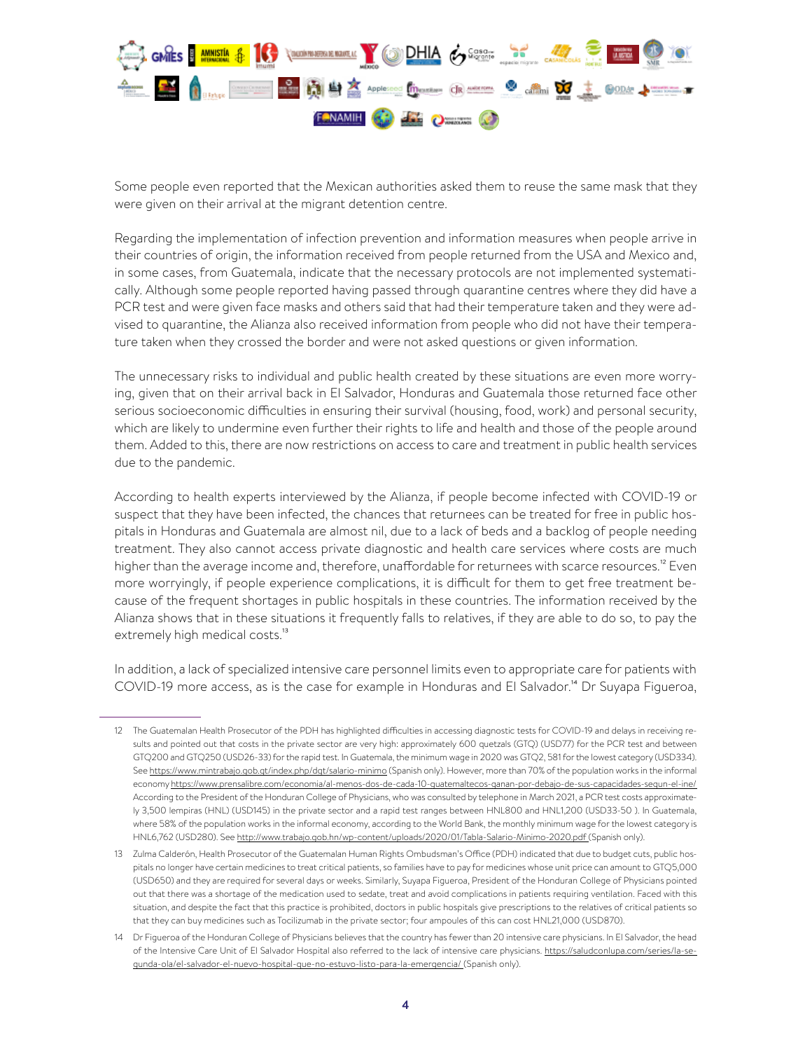Some people even reported that the Mexican authorities asked them to reuse the same mask that they were given on their arrival at the migrant detention centre.

Regarding the implementation of infection prevention and information measures when people arrive in their countries of origin, the information received from people returned from the USA and Mexico and, in some cases, from Guatemala, indicate that the necessary protocols are not implemented systematically. Although some people reported having passed through quarantine centres where they did have a PCR test and were given face masks and others said that had their temperature taken and they were advised to quarantine, the Alianza also received information from people who did not have their temperature taken when they crossed the border and were not asked questions or given information.

The unnecessary risks to individual and public health created by these situations are even more worrying, given that on their arrival back in El Salvador, Honduras and Guatemala those returned face other serious socioeconomic difficulties in ensuring their survival (housing, food, work) and personal security, which are likely to undermine even further their rights to life and health and those of the people around them. Added to this, there are now restrictions on access to care and treatment in public health services due to the pandemic.

According to health experts interviewed by the Alianza, if people become infected with COVID-19 or suspect that they have been infected, the chances that returnees can be treated for free in public hospitals in Honduras and Guatemala are almost nil, due to a lack of beds and a backlog of people needing treatment. They also cannot access private diagnostic and health care services where costs are much higher than the average income and, therefore, unaffordable for returnees with scarce resources.[12] Even more worryingly, if people experience complications, it is difficult for them to get free treatment because of the frequent shortages in public hospitals in these countries. The information received by the Alianza shows that in these situations it frequently falls to relatives, if they are able to do so, to pay the extremely high medical costs.[13]

In addition, a lack of specialized intensive care personnel limits even to appropriate care for patients with COVID-19 more access, as is the case for example in Honduras and El Salvador.[14] Dr Suyapa Figueroa,

---

12 The Guatemalan Health Prosecutor of the PDH has highlighted difficulties in accessing diagnostic tests for COVID-19 and delays in receiving results and pointed out that costs in the private sector are very high: approximately 600 quetzals (GTQ) (USD77) for the PCR test and between GTQ200 and GTQ250 (USD26-33) for the rapid test. In Guatemala, the minimum wage in 2020 was GTQ2, 581 for the lowest category (USD334). See https://www.mintrabajo.gob.gt/index.php/dgt/salario-minimo (Spanish only). However, more than 70% of the population works in the informal economy https://www.prensalibre.com/economia/al-menos-dos-de-cada-10-guatemaltecos-ganan-por-debajo-de-sus-capacidades-segun-el-ine/ According to the President of the Honduran College of Physicians, who was consulted by telephone in March 2021, a PCR test costs approximately 3,500 lempiras (HNL) (USD145) in the private sector and a rapid test ranges between HNL800 and HNL1,200 (USD33-50 ). In Guatemala, where 58% of the population works in the informal economy, according to the World Bank, the monthly minimum wage for the lowest category is HNL6,762 (USD280). See http://www.trabajo.gob.hn/wp-content/uploads/2020/01/Tabla-Salario-Minimo-2020.pdf (Spanish only).

13 Zulma Calderón, Health Prosecutor of the Guatemalan Human Rights Ombudsman's Office (PDH) indicated that due to budget cuts, public hospitals no longer have certain medicines to treat critical patients, so families have to pay for medicines whose unit price can amount to GTQ5,000 (USD650) and they are required for several days or weeks. Similarly, Suyapa Figueroa, President of the Honduran College of Physicians pointed out that there was a shortage of the medication used to sedate, treat and avoid complications in patients requiring ventilation. Faced with this situation, and despite the fact that this practice is prohibited, doctors in public hospitals give prescriptions to the relatives of critical patients so that they can buy medicines such as Tocilizumab in the private sector; four ampoules of this can cost HNL21,000 (USD870).

14 Dr Figueroa of the Honduran College of Physicians believes that the country has fewer than 20 intensive care physicians. In El Salvador, the head of the Intensive Care Unit of El Salvador Hospital also referred to the lack of intensive care physicians. https://saludconlupa.com/series/la-segunda-ola/el-salvador-el-nuevo-hospital-que-no-estuvo-listo-para-la-emergencia/ (Spanish only).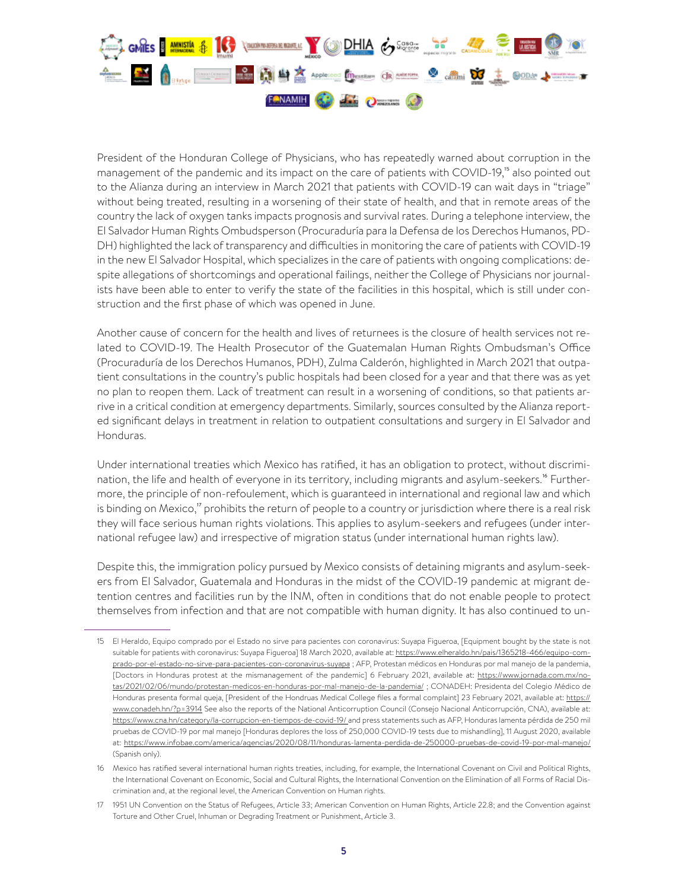President of the Honduran College of Physicians, who has repeatedly warned about corruption in the management of the pandemic and its impact on the care of patients with COVID-19,[15] also pointed out to the Alianza during an interview in March 2021 that patients with COVID-19 can wait days in "triage" without being treated, resulting in a worsening of their state of health, and that in remote areas of the country the lack of oxygen tanks impacts prognosis and survival rates. During a telephone interview, the El Salvador Human Rights Ombudsperson (Procuraduría para la Defensa de los Derechos Humanos, PDDH) highlighted the lack of transparency and difficulties in monitoring the care of patients with COVID-19 in the new El Salvador Hospital, which specializes in the care of patients with ongoing complications: despite allegations of shortcomings and operational failings, neither the College of Physicians nor journalists have been able to enter to verify the state of the facilities in this hospital, which is still under construction and the first phase of which was opened in June.

Another cause of concern for the health and lives of returnees is the closure of health services not related to COVID-19. The Health Prosecutor of the Guatemalan Human Rights Ombudsman's Office (Procuraduría de los Derechos Humanos, PDH), Zulma Calderón, highlighted in March 2021 that outpatient consultations in the country's public hospitals had been closed for a year and that there was as yet no plan to reopen them. Lack of treatment can result in a worsening of conditions, so that patients arrive in a critical condition at emergency departments. Similarly, sources consulted by the Alianza reported significant delays in treatment in relation to outpatient consultations and surgery in El Salvador and Honduras.

Under international treaties which Mexico has ratified, it has an obligation to protect, without discrimination, the life and health of everyone in its territory, including migrants and asylum-seekers.[16] Furthermore, the principle of non-refoulement, which is guaranteed in international and regional law and which is binding on Mexico,[17] prohibits the return of people to a country or jurisdiction where there is a real risk they will face serious human rights violations. This applies to asylum-seekers and refugees (under international refugee law) and irrespective of migration status (under international human rights law).

Despite this, the immigration policy pursued by Mexico consists of detaining migrants and asylum-seekers from El Salvador, Guatemala and Honduras in the midst of the COVID-19 pandemic at migrant detention centres and facilities run by the INM, often in conditions that do not enable people to protect themselves from infection and that are not compatible with human dignity. It has also continued to un-

---

15 El Heraldo, Equipo comprado por el Estado no sirve para pacientes con coronavirus: Suyapa Figueroa, [Equipment bought by the state is not suitable for patients with coronavirus: Suyapa Figueroa] 18 March 2020, available at: https://www.elheraldo.hn/pais/1365218-466/equipo-comprado-por-el-estado-no-sirve-para-pacientes-con-coronavirus-suyapa ; AFP, Protestan médicos en Honduras por mal manejo de la pandemia, [Doctors in Honduras protest at the mismanagement of the pandemic] 6 February 2021, available at: https://www.jornada.com.mx/notas/2021/02/06/mundo/protestan-medicos-en-honduras-por-mal-manejo-de-la-pandemia/ ; CONADEH: Presidenta del Colegio Médico de Honduras presenta formal queja, [President of the Hondruas Medical College files a formal complaint] 23 February 2021, available at: https://www.conadeh.hn/?p=3914 See also the reports of the National Anticorruption Council (Consejo Nacional Anticorrupción, CNA), available at: https://www.cna.hn/category/la-corrupcion-en-tiempos-de-covid-19/ and press statements such as AFP, Honduras lamenta pérdida de 250 mil pruebas de COVID-19 por mal manejo [Honduras deplores the loss of 250,000 COVID-19 tests due to mishandling], 11 August 2020, available at: https://www.infobae.com/america/agencias/2020/08/11/honduras-lamenta-perdida-de-250000-pruebas-de-covid-19-por-mal-manejo/ (Spanish only).

16 Mexico has ratified several international human rights treaties, including, for example, the International Covenant on Civil and Political Rights, the International Covenant on Economic, Social and Cultural Rights, the International Convention on the Elimination of all Forms of Racial Discrimination and, at the regional level, the American Convention on Human rights.

17 1951 UN Convention on the Status of Refugees, Article 33; American Convention on Human Rights, Article 22.8; and the Convention against Torture and Other Cruel, Inhuman or Degrading Treatment or Punishment, Article 3.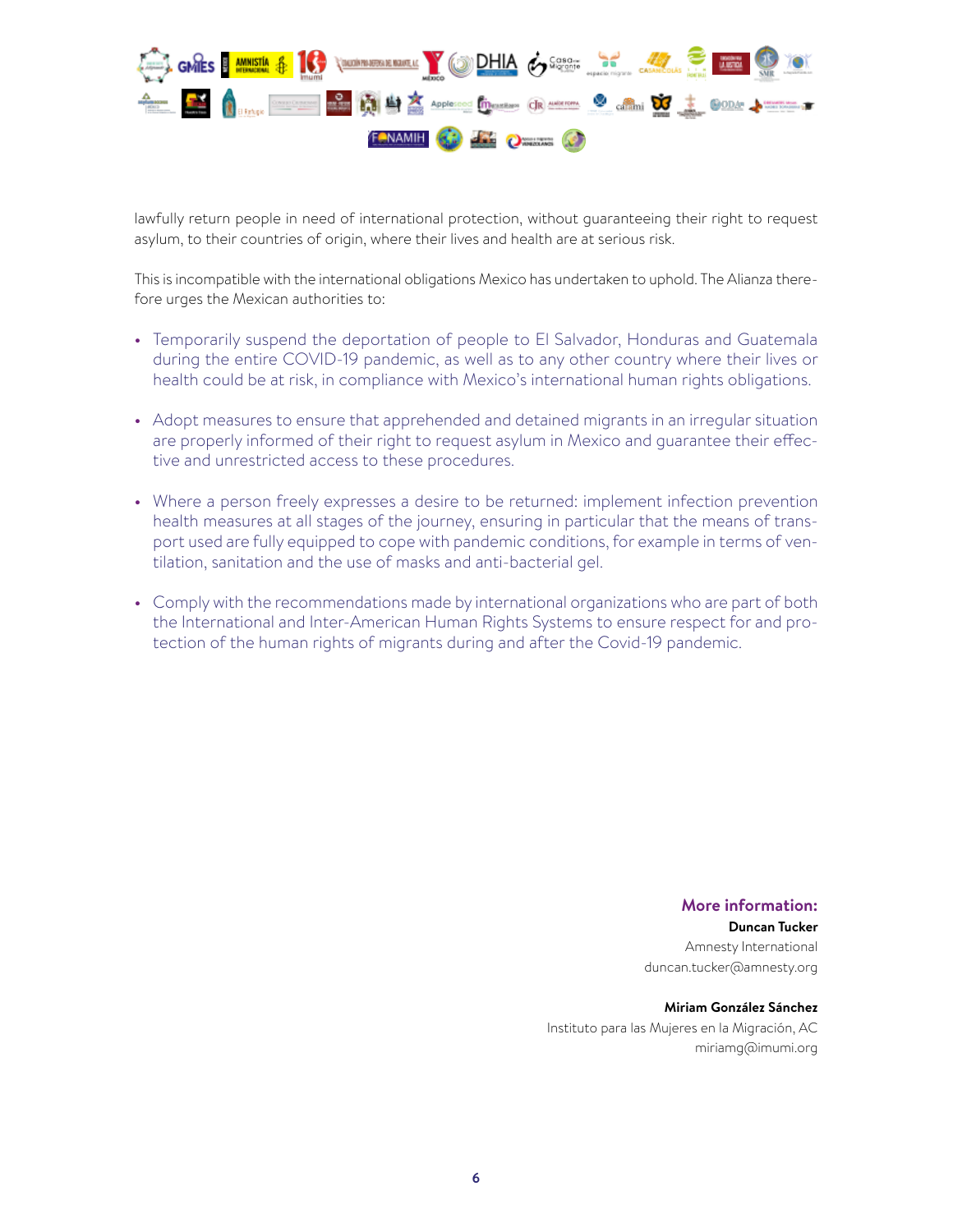lawfully return people in need of international protection, without guaranteeing their right to request asylum, to their countries of origin, where their lives and health are at serious risk.

This is incompatible with the international obligations Mexico has undertaken to uphold. The Alianza therefore urges the Mexican authorities to:

- Temporarily suspend the deportation of people to El Salvador, Honduras and Guatemala during the entire COVID-19 pandemic, as well as to any other country where their lives or health could be at risk, in compliance with Mexico's international human rights obligations.
- Adopt measures to ensure that apprehended and detained migrants in an irregular situation are properly informed of their right to request asylum in Mexico and guarantee their effective and unrestricted access to these procedures.
- Where a person freely expresses a desire to be returned: implement infection prevention health measures at all stages of the journey, ensuring in particular that the means of transport used are fully equipped to cope with pandemic conditions, for example in terms of ventilation, sanitation and the use of masks and anti-bacterial gel.
- Comply with the recommendations made by international organizations who are part of both the International and Inter-American Human Rights Systems to ensure respect for and protection of the human rights of migrants during and after the Covid-19 pandemic.

**More information:**

**Duncan Tucker**
Amnesty International
duncan.tucker@amnesty.org

**Miriam González Sánchez**
Instituto para las Mujeres en la Migración, AC
miriamg@imumi.org